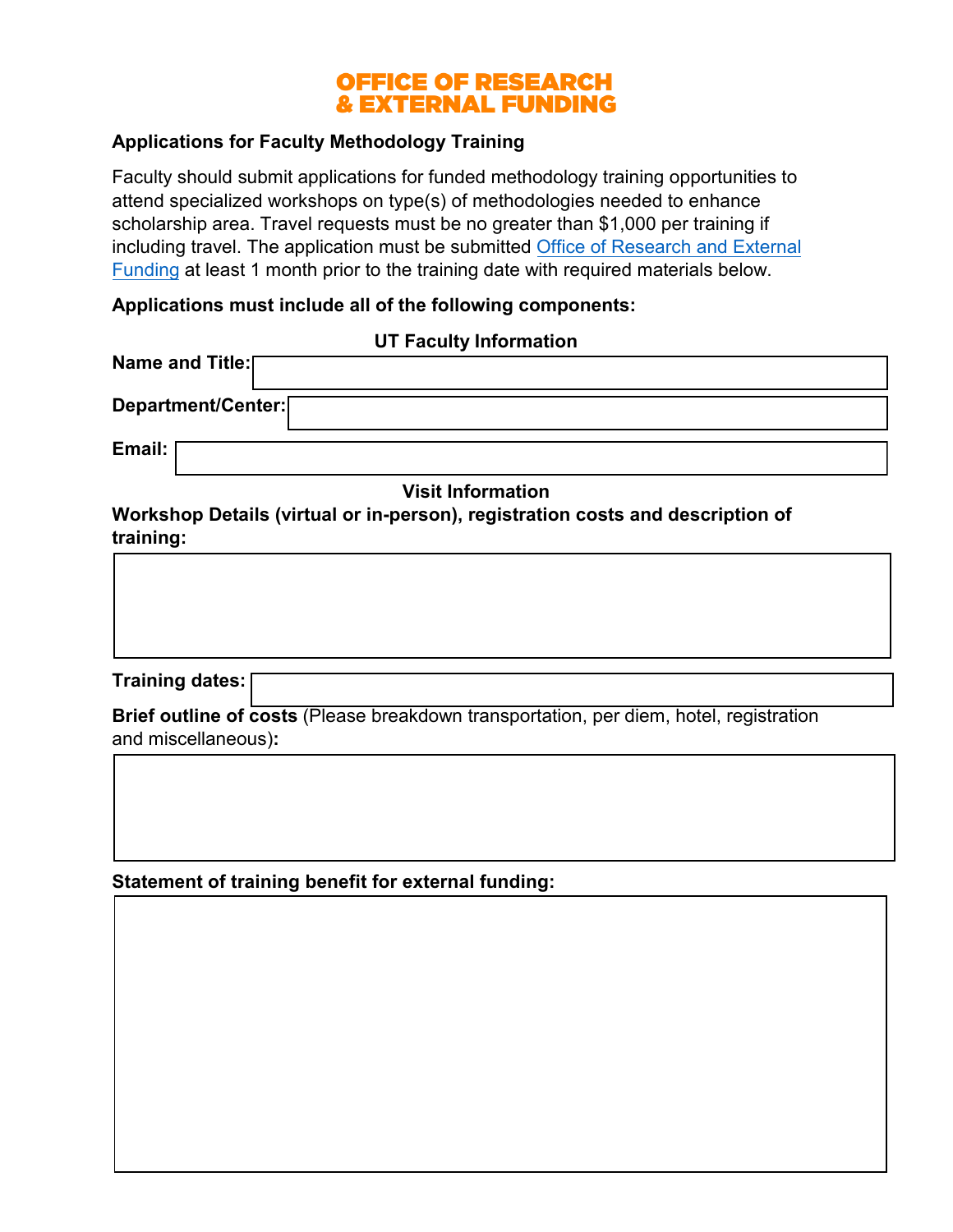# OFFICE OF RESEARCH & EXTERNAL FUNDING

**Applications for Faculty Methodology Training**

Faculty should submit applications for funded methodology training opportunities to attend specialized workshops on type(s) of methodologies needed to enhance scholarship area. Travel requests must be no greater than $1,000 per training if including travel. The application must be submitted Office of Research and External Funding at least 1 month prior to the training date with required materials below.

**Applications must include all of the following components:**

**UT Faculty Information**

**Name and Title:**

**Department/Center:**

**Email:**

**Visit Information**

**Workshop Details (virtual or in-person), registration costs and description of training:**

**Training dates:**

**Brief outline of costs** (Please breakdown transportation, per diem, hotel, registration and miscellaneous)**:**

**Statement of training benefit for external funding:**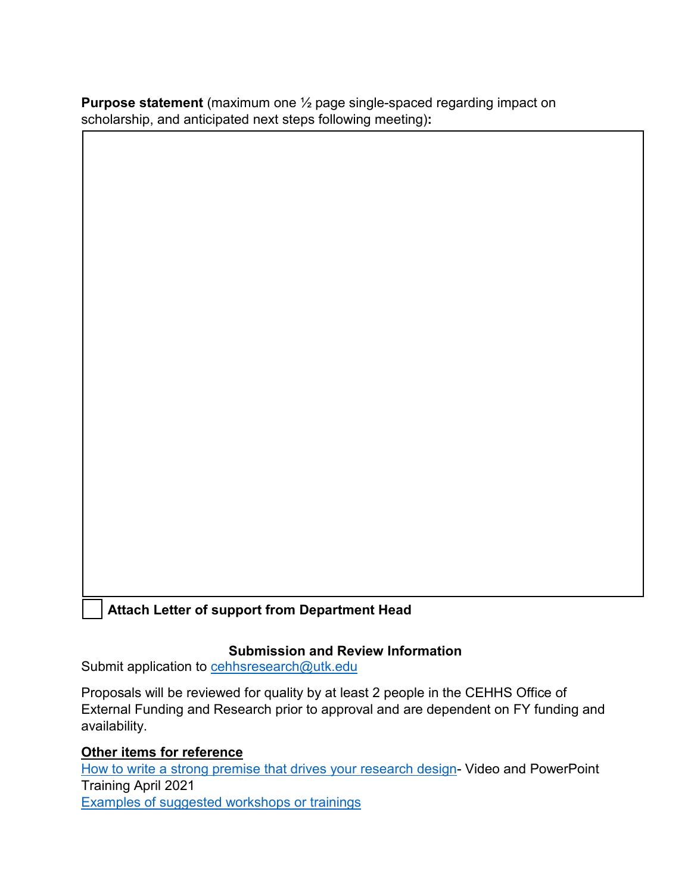**Purpose statement** (maximum one ½ page single-spaced regarding impact on scholarship, and anticipated next steps following meeting)**:**

☐ **Attach Letter of support from Department Head**

**Submission and Review Information**

Submit application to cehhsresearch@utk.edu

Proposals will be reviewed for quality by at least 2 people in the CEHHS Office of External Funding and Research prior to approval and are dependent on FY funding and availability.

**Other items for reference**

How to write a strong premise that drives your research design- Video and PowerPoint Training April 2021

Examples of suggested workshops or trainings